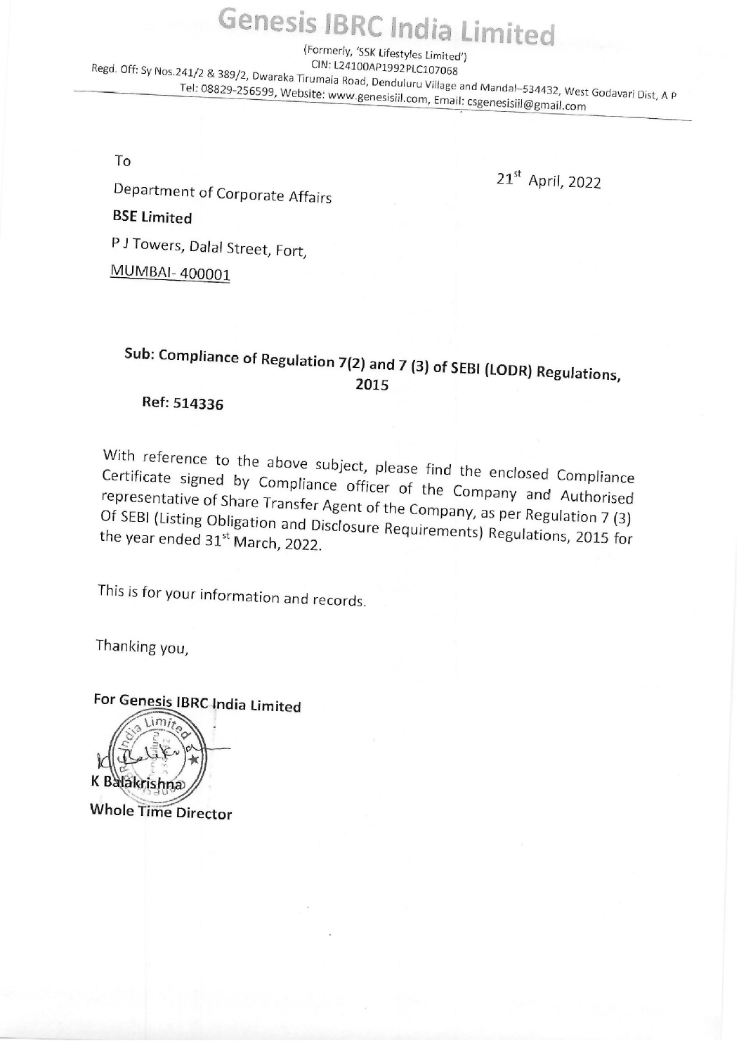# Genesis IBRC India Limited

(Formerly, 'SSK Lifestyles Limited')
CIN: L24100AP1992PLC107068
Regd. Off: Sy Nos.241/2 & 389/2, Dwaraka Tirumala Road, Denduluru Village and Mandal–534432, West Godavari Dist, A P
Tel: 08829-256599, Website: www.genesisiil.com, Email: csgenesisiil@gmail.com

To

21st April, 2022

Department of Corporate Affairs
**BSE Limited**
P J Towers, Dalal Street, Fort,
MUMBAI- 400001

**Sub: Compliance of Regulation 7(2) and 7 (3) of SEBI (LODR) Regulations, 2015**

**Ref: 514336**

With reference to the above subject, please find the enclosed Compliance Certificate signed by Compliance officer of the Company and Authorised representative of Share Transfer Agent of the Company, as per Regulation 7 (3) Of SEBI (Listing Obligation and Disclosure Requirements) Regulations, 2015 for the year ended 31st March, 2022.

This is for your information and records.

Thanking you,

**For Genesis IBRC India Limited**

K Balakrishna
**Whole Time Director**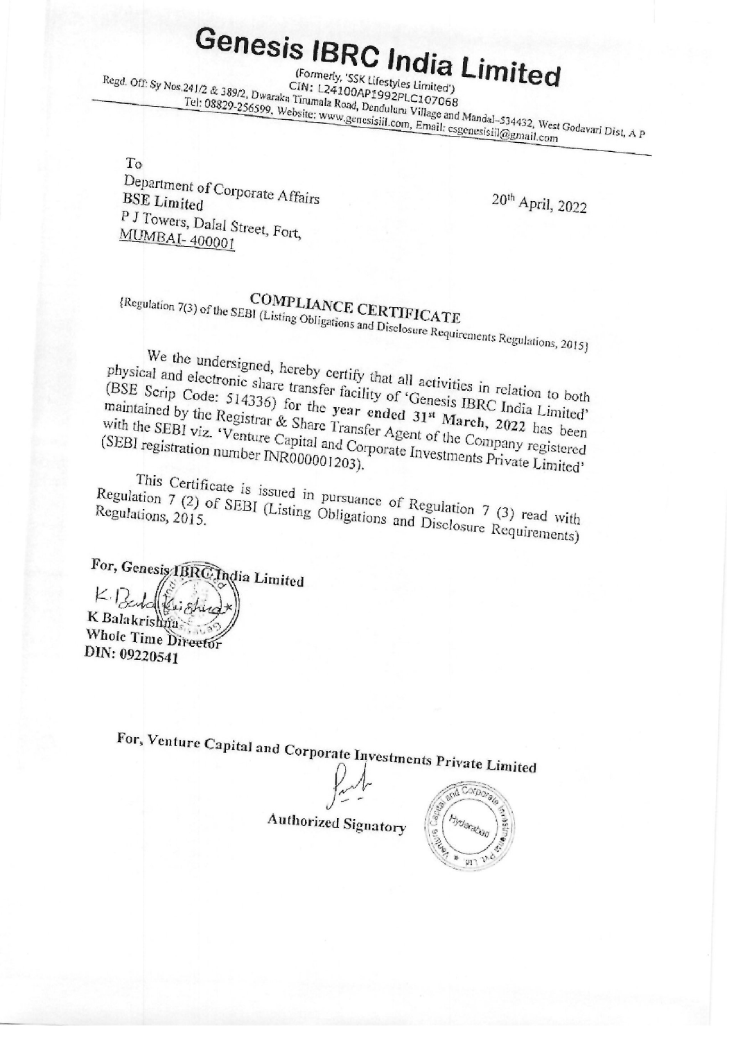# Genesis IBRC India Limited

(Formerly, 'SSK Lifestyles Limited')
CIN: L24100AP1992PLC107068
Regd. Off: Sy Nos.241/2 & 389/2, Dwaraka Tirumala Road, Denduluru Village and Mandal–534432, West Godavari Dist, A P
Tel: 08829-256599, Website: www.genesisiil.com, Email: csgenesisiil@gmail.com

To
Department of Corporate Affairs
BSE Limited
P J Towers, Dalal Street, Fort,
MUMBAI- 400001

20th April, 2022

## COMPLIANCE CERTIFICATE

{Regulation 7(3) of the SEBI (Listing Obligations and Disclosure Requirements Regulations, 2015}

We the undersigned, hereby certify that all activities in relation to both physical and electronic share transfer facility of 'Genesis IBRC India Limited' (BSE Scrip Code: 514336) for the **year ended 31st March, 2022** has been maintained by the Registrar & Share Transfer Agent of the Company registered with the SEBI viz. 'Venture Capital and Corporate Investments Private Limited' (SEBI registration number INR000001203).

This Certificate is issued in pursuance of Regulation 7 (3) read with Regulation 7 (2) of SEBI (Listing Obligations and Disclosure Requirements) Regulations, 2015.

**For, Genesis IBRC India Limited**

**K Balakrishna**
**Whole Time Director**
**DIN: 09220541**

**For, Venture Capital and Corporate Investments Private Limited**

**Authorized Signatory**